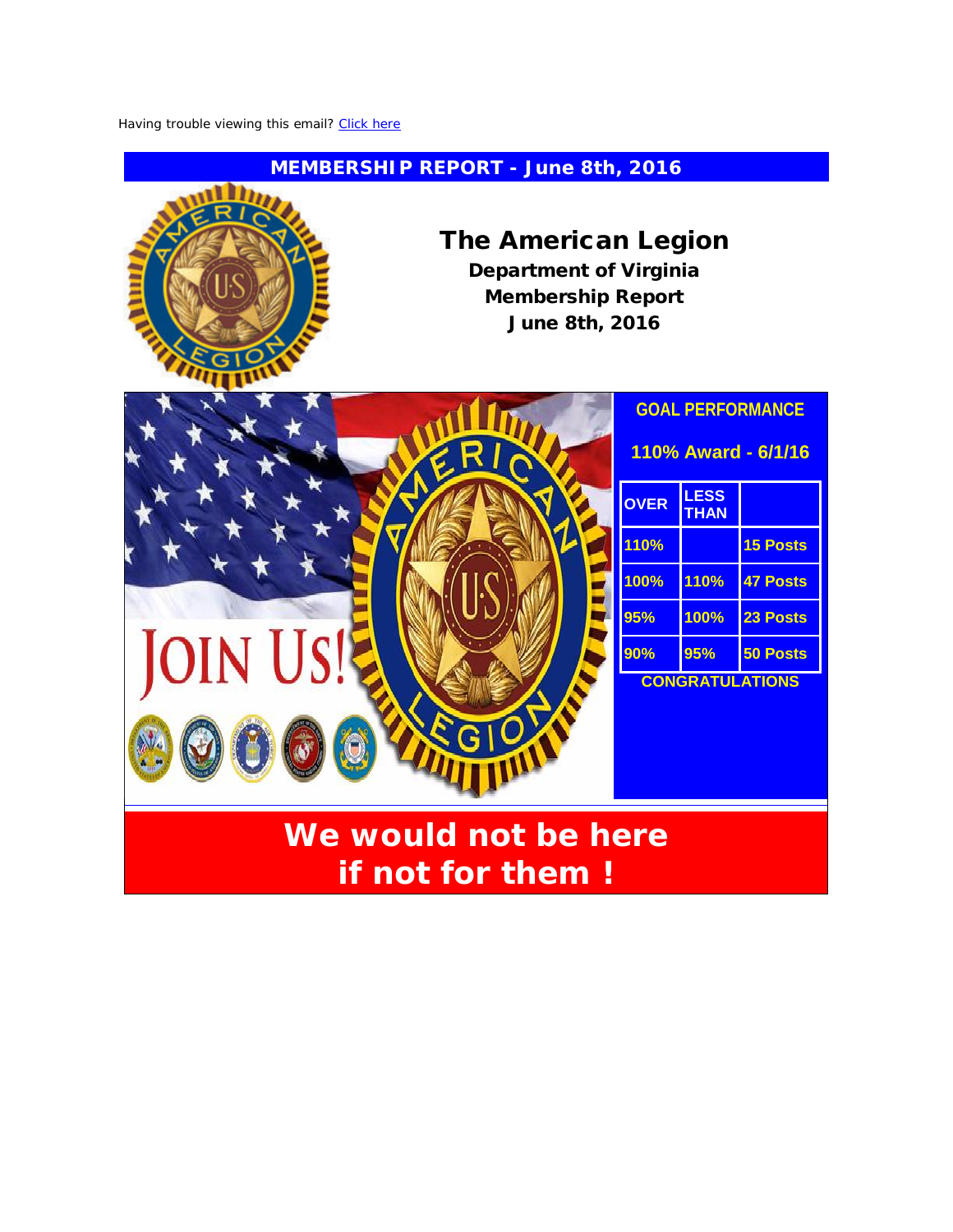Having trouble viewing this email? Click here

## MEMBERSHIP REPORT - June 8th, 2016

# The American Legion

**Department of Virginia**
**Membership Report**
**June 8th, 2016**

JOIN US!

### GOAL PERFORMANCE

**110% Award - 6/1/16**

| OVER | LESS THAN | |
|---|---|---|
| 110% | | 15 Posts |
| 100% | 110% | 47 Posts |
| 95% | 100% | 23 Posts |
| 90% | 95% | 50 Posts |

**CONGRATULATIONS**

## We would not be here if not for them !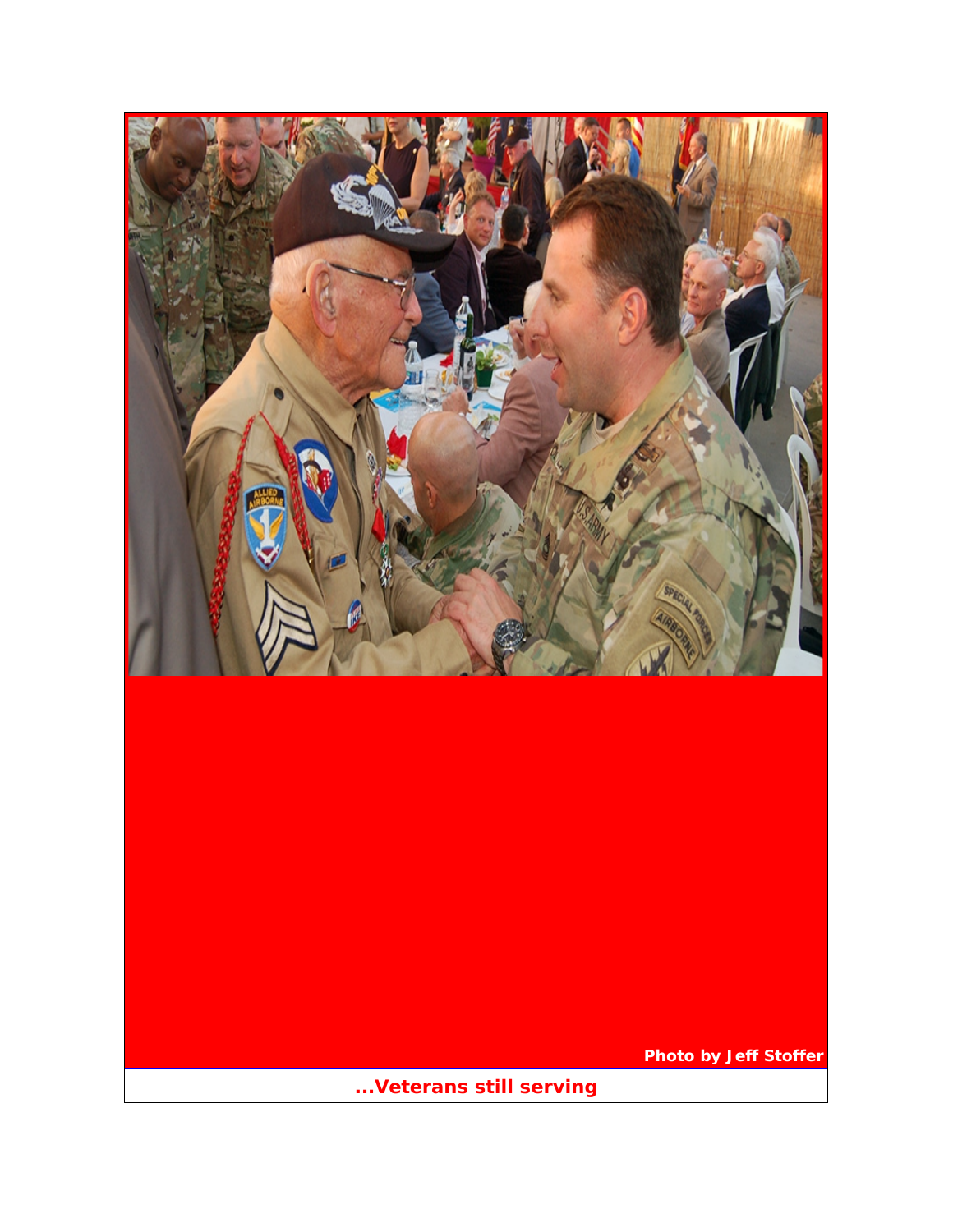Photo by Jeff Stoffer

**...Veterans still serving**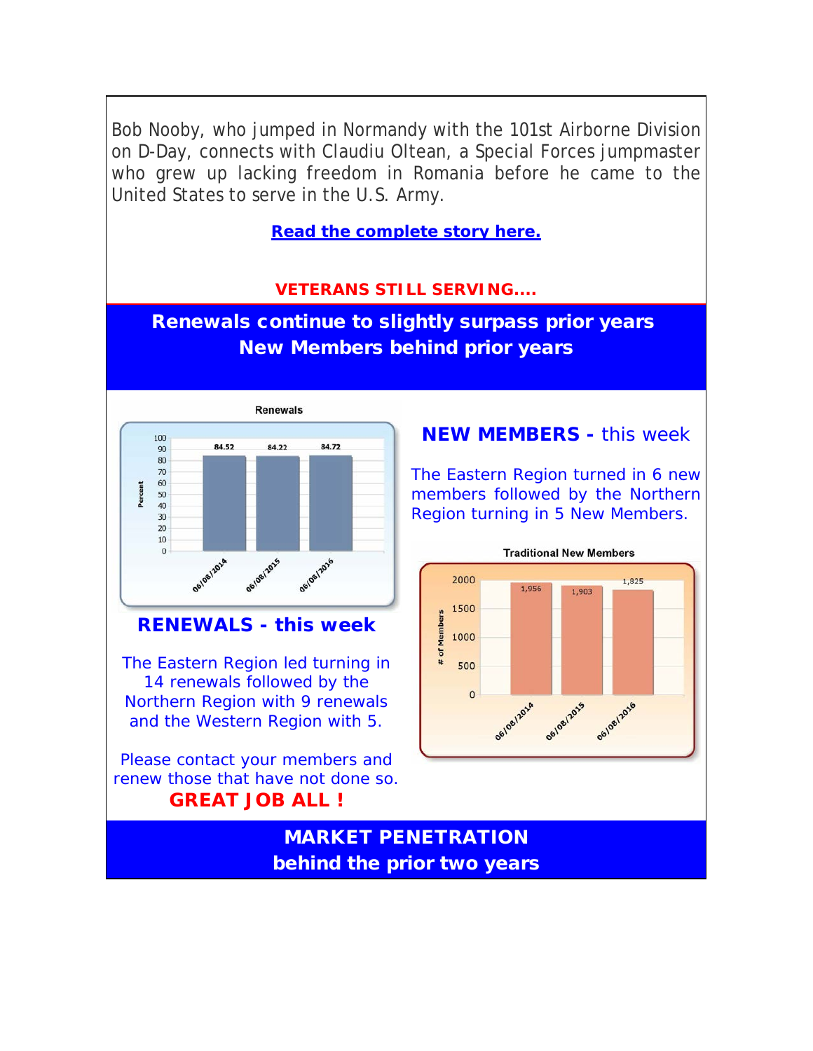Bob Nooby, who jumped in Normandy with the 101st Airborne Division on D-Day, connects with Claudiu Oltean, a Special Forces jumpmaster who grew up lacking freedom in Romania before he came to the United States to serve in the U.S. Army.

**Read the complete story here.**

**VETERANS STILL SERVING....**

## Renewals continue to slightly surpass prior years
## New Members behind prior years

**Renewals**

| Date | Percent |
|---|---|
| 06/08/2014 | 84.52 |
| 06/08/2015 | 84.22 |
| 06/08/2016 | 84.72 |

### RENEWALS - this week

The Eastern Region led turning in 14 renewals followed by the Northern Region with 9 renewals and the Western Region with 5.

Please contact your members and renew those that have not done so.

**GREAT JOB ALL !**

### NEW MEMBERS - this week

The Eastern Region turned in 6 new members followed by the Northern Region turning in 5 New Members.

**Traditional New Members**

| Date | # of Members |
|---|---|
| 06/08/2014 | 1,956 |
| 06/08/2015 | 1,903 |
| 06/08/2016 | 1,825 |

## MARKET PENETRATION
## behind the prior two years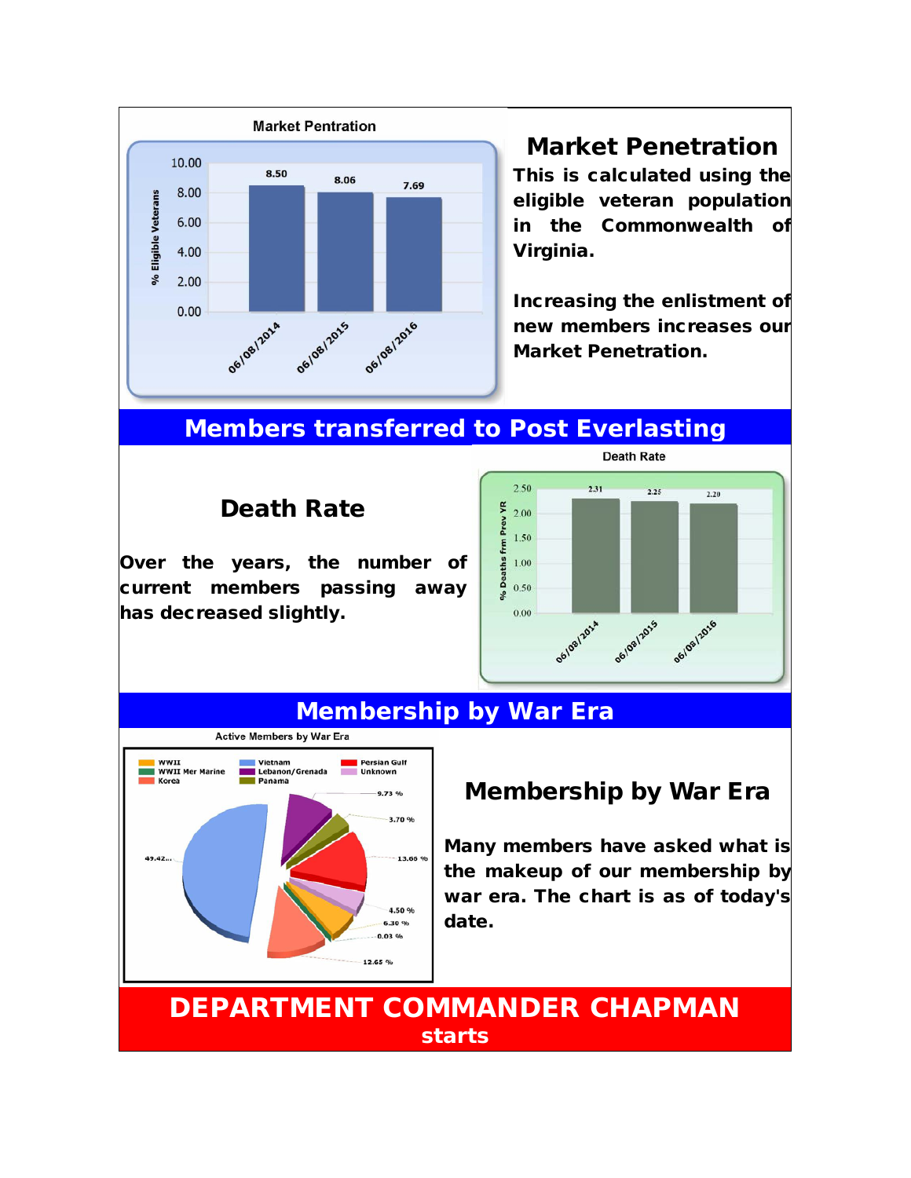## Market Penetration

This is calculated using the eligible veteran population in the Commonwealth of Virginia.

Increasing the enlistment of new members increases our Market Penetration.

**Market Pentration**

| Date | % Eligible Veterans |
|---|---|
| 06/08/2014 | 8.50 |
| 06/08/2015 | 8.06 |
| 06/08/2016 | 7.69 |

# Members transferred to Post Everlasting

## Death Rate

Over the years, the number of current members passing away has decreased slightly.

**Death Rate**

| Date | % Deaths frm Prev YR |
|---|---|
| 06/08/2014 | 2.31 |
| 06/08/2015 | 2.25 |
| 06/08/2016 | 2.20 |

# Membership by War Era

**Active Members by War Era**

Legend: WWII, WWII Mer Marine, Korea, Vietnam, Lebanon/Grenada, Panama, Persian Gulf, Unknown

Values shown: 49.42..., 9.73 %, 3.70 %, 13.66 %, 4.50 %, 6.30 %, 0.03 %, 12.65 %

## Membership by War Era

Many members have asked what is the makeup of our membership by war era. The chart is as of today's date.

# DEPARTMENT COMMANDER CHAPMAN

**starts**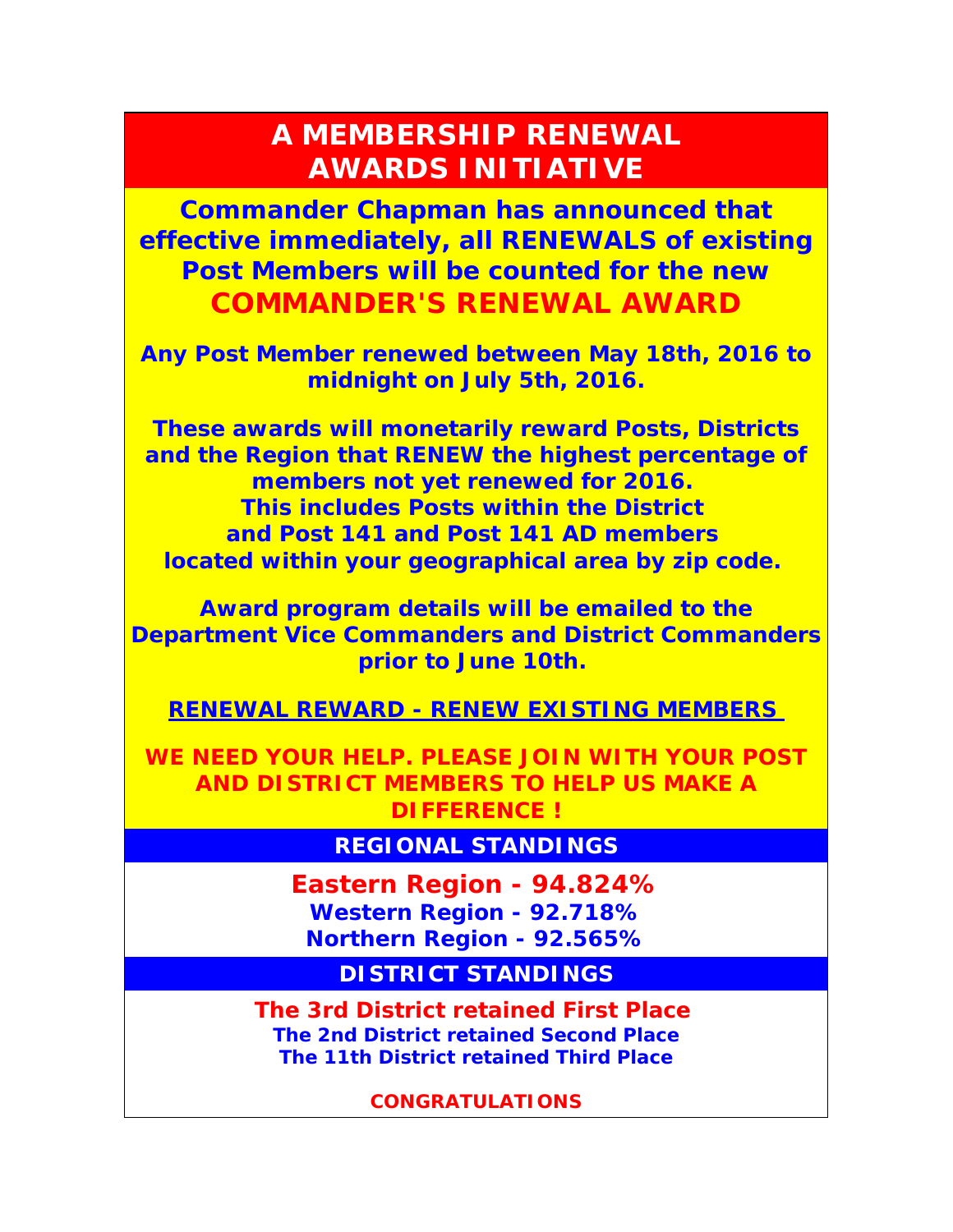# A MEMBERSHIP RENEWAL AWARDS INITIATIVE

**Commander Chapman has announced that effective immediately, all RENEWALS of existing Post Members will be counted for the new**

## COMMANDER'S RENEWAL AWARD

**Any Post Member renewed between May 18th, 2016 to midnight on July 5th, 2016.**

**These awards will monetarily reward Posts, Districts and the Region that RENEW the highest percentage of members not yet renewed for 2016.
This includes Posts within the District
and Post 141 and Post 141 AD members
located within your geographical area by zip code.**

**Award program details will be emailed to the Department Vice Commanders and District Commanders prior to June 10th.**

**RENEWAL REWARD - RENEW EXISTING MEMBERS**

**WE NEED YOUR HELP. PLEASE JOIN WITH YOUR POST AND DISTRICT MEMBERS TO HELP US MAKE A DIFFERENCE !**

## REGIONAL STANDINGS

**Eastern Region - 94.824%**
**Western Region - 92.718%**
**Northern Region - 92.565%**

## DISTRICT STANDINGS

**The 3rd District retained First Place**
**The 2nd District retained Second Place**
**The 11th District retained Third Place**

**CONGRATULATIONS**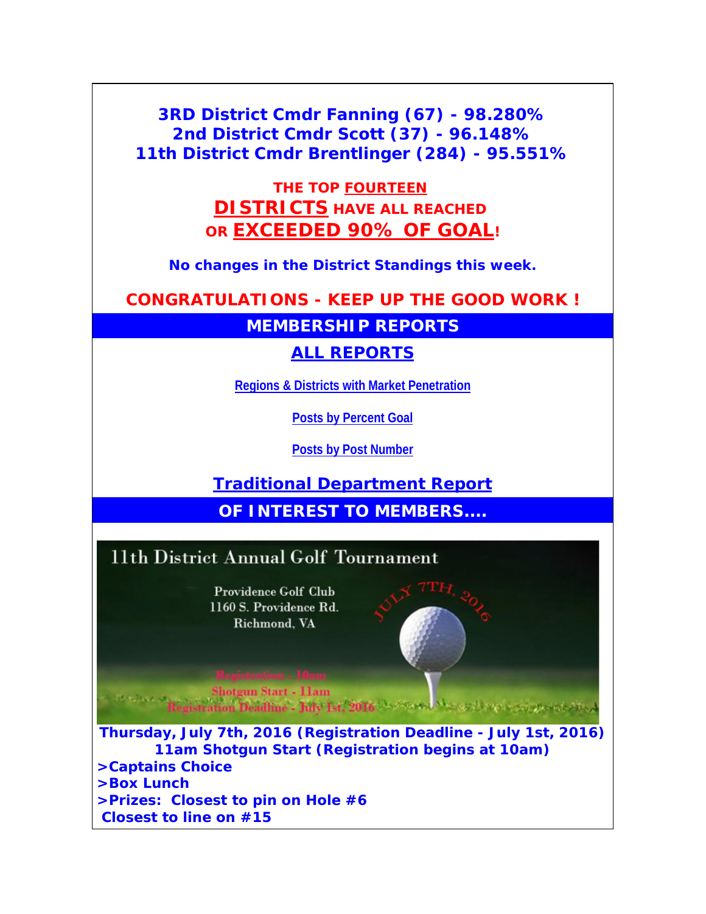**3RD District Cmdr Fanning (67) - 98.280%**
**2nd District Cmdr Scott (37) - 96.148%**
**11th District Cmdr Brentlinger (284) - 95.551%**

**THE TOP FOURTEEN DISTRICTS HAVE ALL REACHED OR EXCEEDED 90% OF GOAL!**

**No changes in the District Standings this week.**

**CONGRATULATIONS - KEEP UP THE GOOD WORK !**

## MEMBERSHIP REPORTS

### ALL REPORTS

Regions & Districts with Market Penetration

Posts by Percent Goal

Posts by Post Number

### Traditional Department Report

## OF INTEREST TO MEMBERS....

11th District Annual Golf Tournament

Providence Golf Club
1160 S. Providence Rd.
Richmond, VA

JULY 7TH, 2016

Registration - 10am
Shotgun Start - 11am
Registration Deadline - July 1st, 2016

**Thursday, July 7th, 2016 (Registration Deadline - July 1st, 2016)**
**11am Shotgun Start (Registration begins at 10am)**

**>Captains Choice**
**>Box Lunch**
**>Prizes: Closest to pin on Hole #6**
**Closest to line on #15**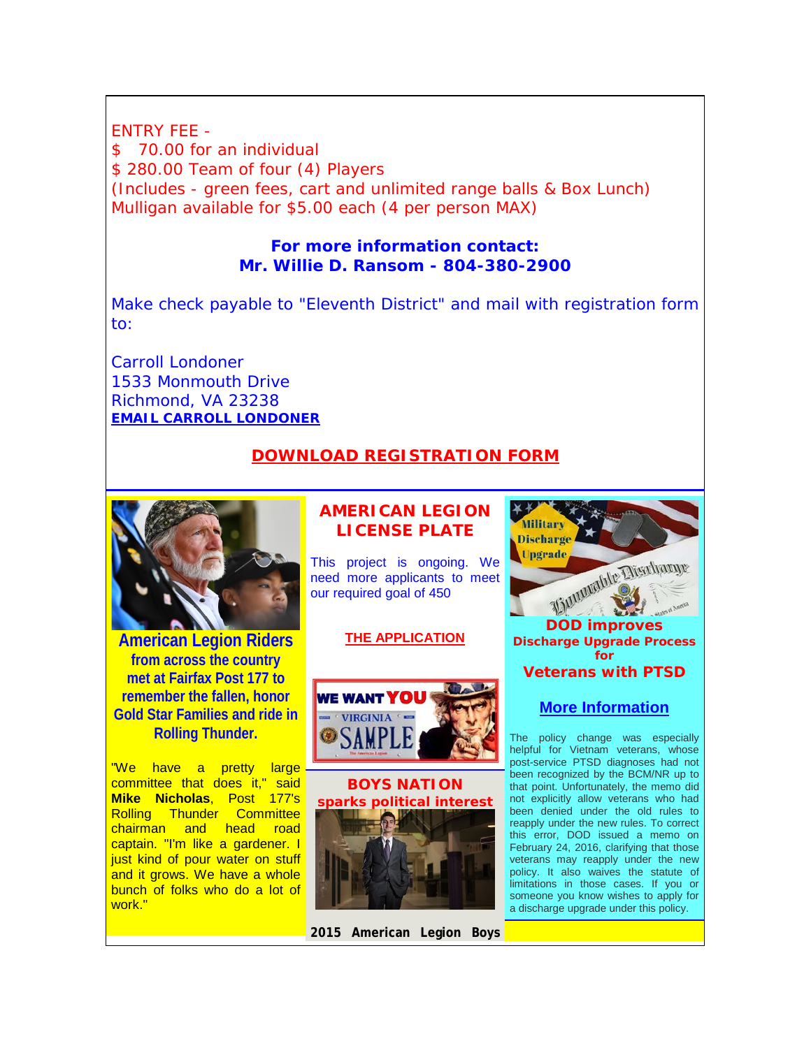ENTRY FEE -
$ 70.00 for an individual
$ 280.00 Team of four (4) Players
(Includes - green fees, cart and unlimited range balls & Box Lunch)
Mulligan available for $5.00 each (4 per person MAX)

**For more information contact:**
**Mr. Willie D. Ransom - 804-380-2900**

Make check payable to "Eleventh District" and mail with registration form to:

Carroll Londoner
1533 Monmouth Drive
Richmond, VA 23238
**EMAIL CARROLL LONDONER**

**DOWNLOAD REGISTRATION FORM**

---

**American Legion Riders from across the country met at Fairfax Post 177 to remember the fallen, honor Gold Star Families and ride in Rolling Thunder.**

"We have a pretty large committee that does it," said **Mike Nicholas**, Post 177's Rolling Thunder Committee chairman and head road captain. "I'm like a gardener. I just kind of pour water on stuff and it grows. We have a whole bunch of folks who do a lot of work."

## AMERICAN LEGION LICENSE PLATE

This project is ongoing. We need more applicants to meet our required goal of 450

**THE APPLICATION**

## BOYS NATION sparks political interest

**2015 American Legion Boys**

## DOD improves Discharge Upgrade Process for Veterans with PTSD

**More Information**

The policy change was especially helpful for Vietnam veterans, whose post-service PTSD diagnoses had not been recognized by the BCM/NR up to that point. Unfortunately, the memo did not explicitly allow veterans who had been denied under the old rules to reapply under the new rules. To correct this error, DOD issued a memo on February 24, 2016, clarifying that those veterans may reapply under the new policy. It also waives the statute of limitations in those cases. If you or someone you know wishes to apply for a discharge upgrade under this policy.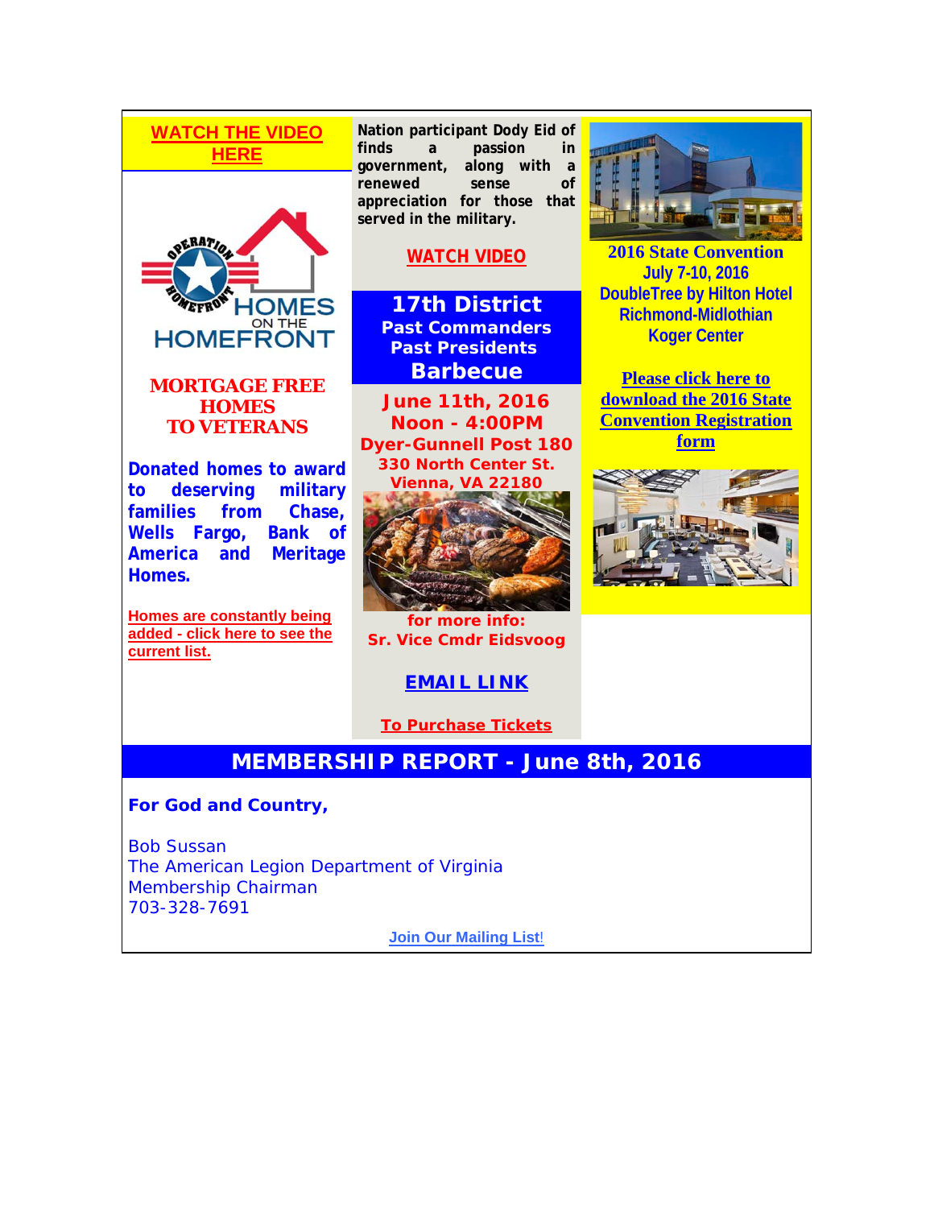**WATCH THE VIDEO HERE**

**MORTGAGE FREE HOMES TO VETERANS**

**Donated homes to award to deserving military families from Chase, Wells Fargo, Bank of America and Meritage Homes.**

**Homes are constantly being added - click here to see the current list.**

**Nation participant Dody Eid of finds a passion in government, along with a renewed sense of appreciation for those that served in the military.**

**WATCH VIDEO**

## 17th District
**Past Commanders**
**Past Presidents**
## Barbecue

**June 11th, 2016**
**Noon - 4:00PM**
**Dyer-Gunnell Post 180**
**330 North Center St.**
**Vienna, VA 22180**

**for more info:**
**Sr. Vice Cmdr Eidsvoog**

**EMAIL LINK**

**To Purchase Tickets**

**2016 State Convention**
**July 7-10, 2016**
**DoubleTree by Hilton Hotel**
**Richmond-Midlothian**
**Koger Center**

**Please click here to download the 2016 State Convention Registration form**

## MEMBERSHIP REPORT - June 8th, 2016

**For God and Country,**

Bob Sussan
The American Legion Department of Virginia
Membership Chairman
703-328-7691

**Join Our Mailing List!**